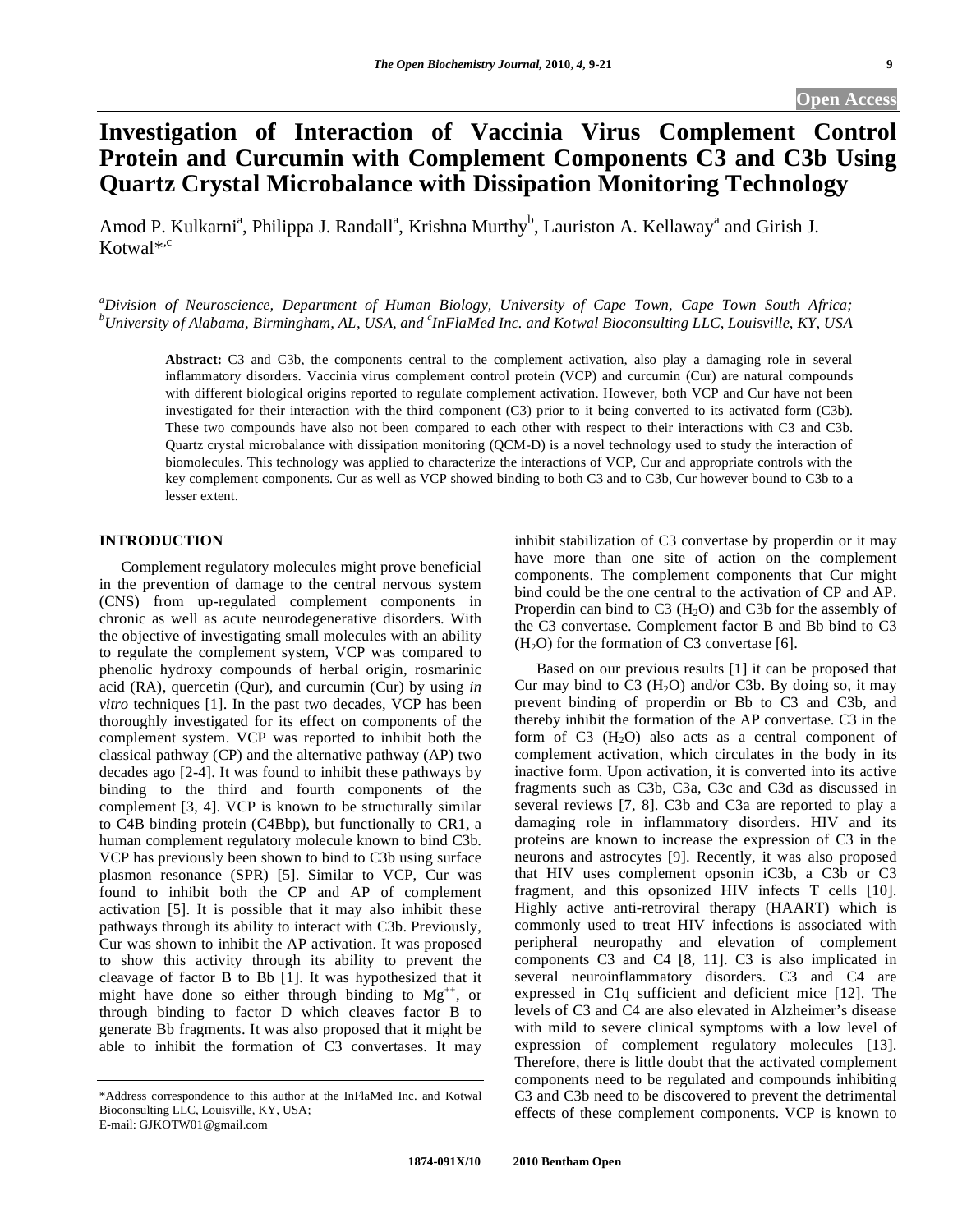# Investigation of Interaction of Vaccinia Virus Complement Control Protein and Curcumin with Complement Components C3 and C3b Using Quartz Crystal Microbalance with Dissipation Monitoring Technology

Amod P. Kulkarni[a], Philippa J. Randall[a], Krishna Murthy[b], Lauriston A. Kellaway[a] and Girish J. Kotwal*[,c]

*[a]Division of Neuroscience, Department of Human Biology, University of Cape Town, Cape Town South Africa; [b]University of Alabama, Birmingham, AL, USA, and [c]InFlaMed Inc. and Kotwal Bioconsulting LLC, Louisville, KY, USA*

**Abstract:** C3 and C3b, the components central to the complement activation, also play a damaging role in several inflammatory disorders. Vaccinia virus complement control protein (VCP) and curcumin (Cur) are natural compounds with different biological origins reported to regulate complement activation. However, both VCP and Cur have not been investigated for their interaction with the third component (C3) prior to it being converted to its activated form (C3b). These two compounds have also not been compared to each other with respect to their interactions with C3 and C3b. Quartz crystal microbalance with dissipation monitoring (QCM-D) is a novel technology used to study the interaction of biomolecules. This technology was applied to characterize the interactions of VCP, Cur and appropriate controls with the key complement components. Cur as well as VCP showed binding to both C3 and to C3b, Cur however bound to C3b to a lesser extent.

## INTRODUCTION

Complement regulatory molecules might prove beneficial in the prevention of damage to the central nervous system (CNS) from up-regulated complement components in chronic as well as acute neurodegenerative disorders. With the objective of investigating small molecules with an ability to regulate the complement system, VCP was compared to phenolic hydroxy compounds of herbal origin, rosmarinic acid (RA), quercetin (Qur), and curcumin (Cur) by using *in vitro* techniques [1]. In the past two decades, VCP has been thoroughly investigated for its effect on components of the complement system. VCP was reported to inhibit both the classical pathway (CP) and the alternative pathway (AP) two decades ago [2-4]. It was found to inhibit these pathways by binding to the third and fourth components of the complement [3, 4]. VCP is known to be structurally similar to C4B binding protein (C4Bbp), but functionally to CR1, a human complement regulatory molecule known to bind C3b. VCP has previously been shown to bind to C3b using surface plasmon resonance (SPR) [5]. Similar to VCP, Cur was found to inhibit both the CP and AP of complement activation [5]. It is possible that it may also inhibit these pathways through its ability to interact with C3b. Previously, Cur was shown to inhibit the AP activation. It was proposed to show this activity through its ability to prevent the cleavage of factor B to Bb [1]. It was hypothesized that it might have done so either through binding to $Mg^{++}$, or through binding to factor D which cleaves factor B to generate Bb fragments. It was also proposed that it might be able to inhibit the formation of C3 convertases. It may inhibit stabilization of C3 convertase by properdin or it may have more than one site of action on the complement components. The complement components that Cur might bind could be the one central to the activation of CP and AP. Properdin can bind to C3 ($H_2O$) and C3b for the assembly of the C3 convertase. Complement factor B and Bb bind to C3 ($H_2O$) for the formation of C3 convertase [6].

Based on our previous results [1] it can be proposed that Cur may bind to C3 ($H_2O$) and/or C3b. By doing so, it may prevent binding of properdin or Bb to C3 and C3b, and thereby inhibit the formation of the AP convertase. C3 in the form of C3 ($H_2O$) also acts as a central component of complement activation, which circulates in the body in its inactive form. Upon activation, it is converted into its active fragments such as C3b, C3a, C3c and C3d as discussed in several reviews [7, 8]. C3b and C3a are reported to play a damaging role in inflammatory disorders. HIV and its proteins are known to increase the expression of C3 in the neurons and astrocytes [9]. Recently, it was also proposed that HIV uses complement opsonin iC3b, a C3b or C3 fragment, and this opsonized HIV infects T cells [10]. Highly active anti-retroviral therapy (HAART) which is commonly used to treat HIV infections is associated with peripheral neuropathy and elevation of complement components C3 and C4 [8, 11]. C3 is also implicated in several neuroinflammatory disorders. C3 and C4 are expressed in C1q sufficient and deficient mice [12]. The levels of C3 and C4 are also elevated in Alzheimer's disease with mild to severe clinical symptoms with a low level of expression of complement regulatory molecules [13]. Therefore, there is little doubt that the activated complement components need to be regulated and compounds inhibiting C3 and C3b need to be discovered to prevent the detrimental effects of these complement components. VCP is known to

---

*Address correspondence to this author at the InFlaMed Inc. and Kotwal Bioconsulting LLC, Louisville, KY, USA;
E-mail: GJKOTW01@gmail.com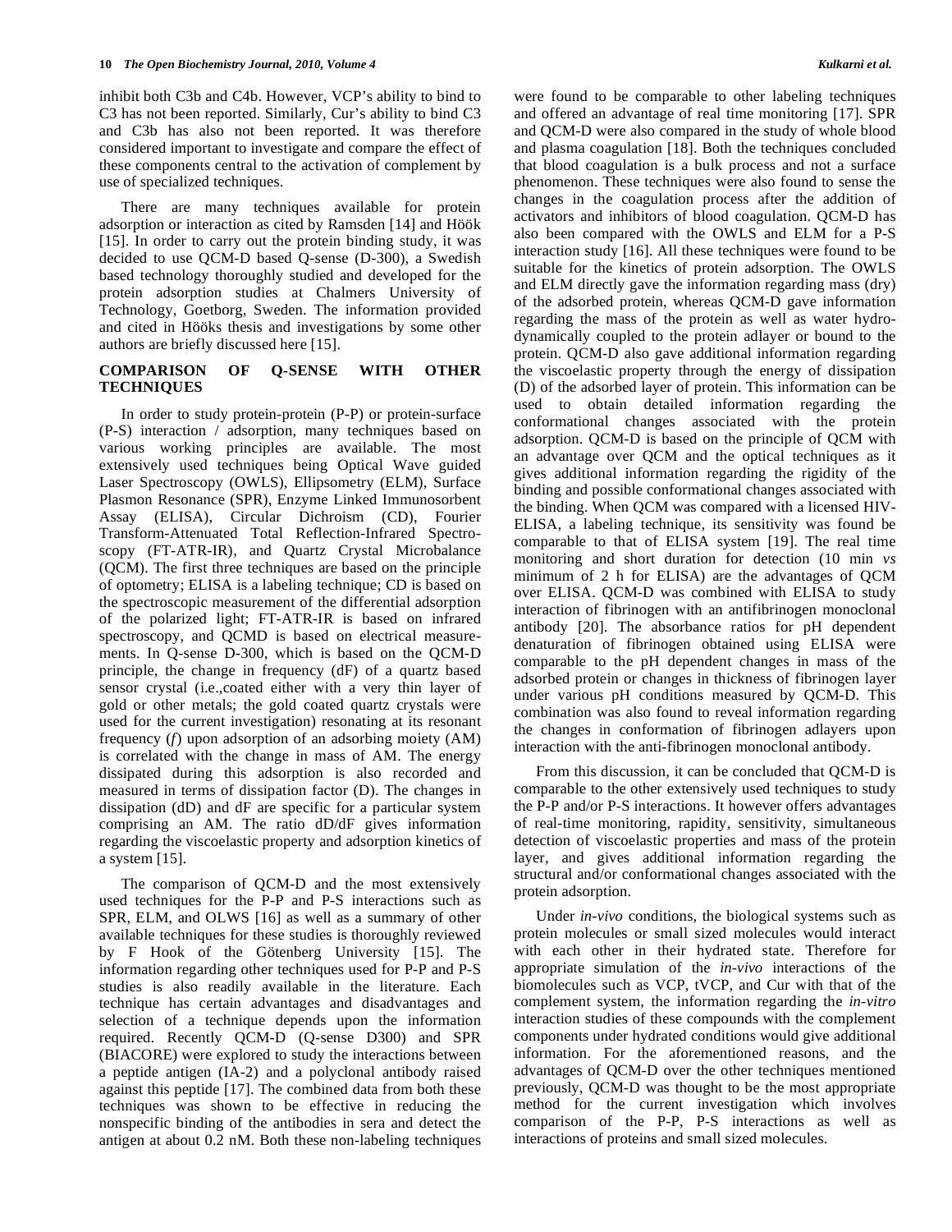inhibit both C3b and C4b. However, VCP's ability to bind to C3 has not been reported. Similarly, Cur's ability to bind C3 and C3b has also not been reported. It was therefore considered important to investigate and compare the effect of these components central to the activation of complement by use of specialized techniques.

There are many techniques available for protein adsorption or interaction as cited by Ramsden [14] and Höök [15]. In order to carry out the protein binding study, it was decided to use QCM-D based Q-sense (D-300), a Swedish based technology thoroughly studied and developed for the protein adsorption studies at Chalmers University of Technology, Goetborg, Sweden. The information provided and cited in Hööks thesis and investigations by some other authors are briefly discussed here [15].

## COMPARISON OF Q-SENSE WITH OTHER TECHNIQUES

In order to study protein-protein (P-P) or protein-surface (P-S) interaction / adsorption, many techniques based on various working principles are available. The most extensively used techniques being Optical Wave guided Laser Spectroscopy (OWLS), Ellipsometry (ELM), Surface Plasmon Resonance (SPR), Enzyme Linked Immunosorbent Assay (ELISA), Circular Dichroism (CD), Fourier Transform-Attenuated Total Reflection-Infrared Spectroscopy (FT-ATR-IR), and Quartz Crystal Microbalance (QCM). The first three techniques are based on the principle of optometry; ELISA is a labeling technique; CD is based on the spectroscopic measurement of the differential adsorption of the polarized light; FT-ATR-IR is based on infrared spectroscopy, and QCMD is based on electrical measurements. In Q-sense D-300, which is based on the QCM-D principle, the change in frequency (dF) of a quartz based sensor crystal (i.e.,coated either with a very thin layer of gold or other metals; the gold coated quartz crystals were used for the current investigation) resonating at its resonant frequency ($f$) upon adsorption of an adsorbing moiety (AM) is correlated with the change in mass of AM. The energy dissipated during this adsorption is also recorded and measured in terms of dissipation factor (D). The changes in dissipation (dD) and dF are specific for a particular system comprising an AM. The ratio dD/dF gives information regarding the viscoelastic property and adsorption kinetics of a system [15].

The comparison of QCM-D and the most extensively used techniques for the P-P and P-S interactions such as SPR, ELM, and OLWS [16] as well as a summary of other available techniques for these studies is thoroughly reviewed by F Hook of the Götenberg University [15]. The information regarding other techniques used for P-P and P-S studies is also readily available in the literature. Each technique has certain advantages and disadvantages and selection of a technique depends upon the information required. Recently QCM-D (Q-sense D300) and SPR (BIACORE) were explored to study the interactions between a peptide antigen (IA-2) and a polyclonal antibody raised against this peptide [17]. The combined data from both these techniques was shown to be effective in reducing the nonspecific binding of the antibodies in sera and detect the antigen at about 0.2 nM. Both these non-labeling techniques were found to be comparable to other labeling techniques and offered an advantage of real time monitoring [17]. SPR and QCM-D were also compared in the study of whole blood and plasma coagulation [18]. Both the techniques concluded that blood coagulation is a bulk process and not a surface phenomenon. These techniques were also found to sense the changes in the coagulation process after the addition of activators and inhibitors of blood coagulation. QCM-D has also been compared with the OWLS and ELM for a P-S interaction study [16]. All these techniques were found to be suitable for the kinetics of protein adsorption. The OWLS and ELM directly gave the information regarding mass (dry) of the adsorbed protein, whereas QCM-D gave information regarding the mass of the protein as well as water hydrodynamically coupled to the protein adlayer or bound to the protein. QCM-D also gave additional information regarding the viscoelastic property through the energy of dissipation (D) of the adsorbed layer of protein. This information can be used to obtain detailed information regarding the conformational changes associated with the protein adsorption. QCM-D is based on the principle of QCM with an advantage over QCM and the optical techniques as it gives additional information regarding the rigidity of the binding and possible conformational changes associated with the binding. When QCM was compared with a licensed HIV-ELISA, a labeling technique, its sensitivity was found be comparable to that of ELISA system [19]. The real time monitoring and short duration for detection (10 min *vs* minimum of 2 h for ELISA) are the advantages of QCM over ELISA. QCM-D was combined with ELISA to study interaction of fibrinogen with an antifibrinogen monoclonal antibody [20]. The absorbance ratios for pH dependent denaturation of fibrinogen obtained using ELISA were comparable to the pH dependent changes in mass of the adsorbed protein or changes in thickness of fibrinogen layer under various pH conditions measured by QCM-D. This combination was also found to reveal information regarding the changes in conformation of fibrinogen adlayers upon interaction with the anti-fibrinogen monoclonal antibody.

From this discussion, it can be concluded that QCM-D is comparable to the other extensively used techniques to study the P-P and/or P-S interactions. It however offers advantages of real-time monitoring, rapidity, sensitivity, simultaneous detection of viscoelastic properties and mass of the protein layer, and gives additional information regarding the structural and/or conformational changes associated with the protein adsorption.

Under *in-vivo* conditions, the biological systems such as protein molecules or small sized molecules would interact with each other in their hydrated state. Therefore for appropriate simulation of the *in-vivo* interactions of the biomolecules such as VCP, tVCP, and Cur with that of the complement system, the information regarding the *in-vitro* interaction studies of these compounds with the complement components under hydrated conditions would give additional information. For the aforementioned reasons, and the advantages of QCM-D over the other techniques mentioned previously, QCM-D was thought to be the most appropriate method for the current investigation which involves comparison of the P-P, P-S interactions as well as interactions of proteins and small sized molecules.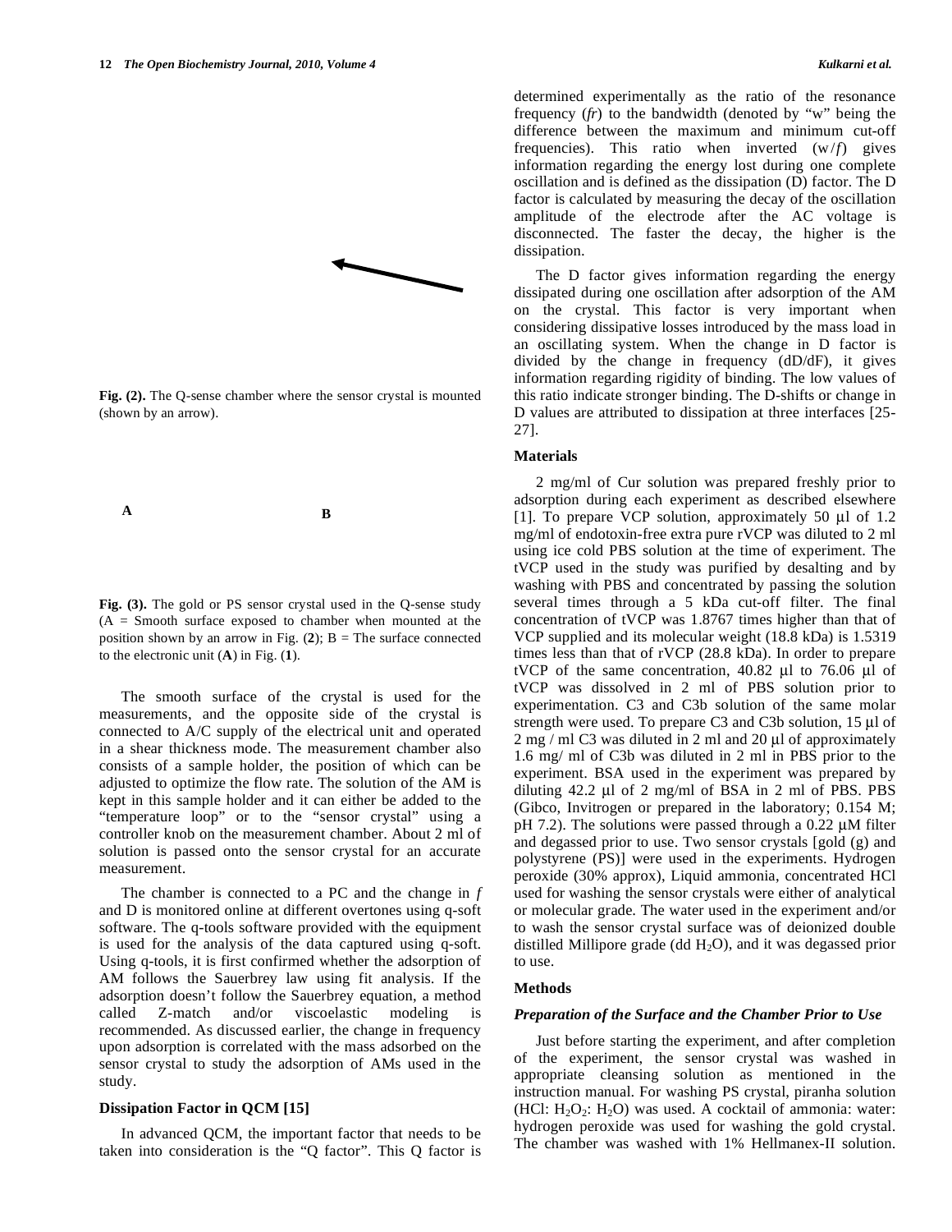Fig. (2). The Q-sense chamber where the sensor crystal is mounted (shown by an arrow).

A

B

Fig. (3). The gold or PS sensor crystal used in the Q-sense study (A = Smooth surface exposed to chamber when mounted at the position shown by an arrow in Fig. (2); B = The surface connected to the electronic unit (A) in Fig. (1).

The smooth surface of the crystal is used for the measurements, and the opposite side of the crystal is connected to A/C supply of the electrical unit and operated in a shear thickness mode. The measurement chamber also consists of a sample holder, the position of which can be adjusted to optimize the flow rate. The solution of the AM is kept in this sample holder and it can either be added to the "temperature loop" or to the "sensor crystal" using a controller knob on the measurement chamber. About 2 ml of solution is passed onto the sensor crystal for an accurate measurement.

The chamber is connected to a PC and the change in *f* and D is monitored online at different overtones using q-soft software. The q-tools software provided with the equipment is used for the analysis of the data captured using q-soft. Using q-tools, it is first confirmed whether the adsorption of AM follows the Sauerbrey law using fit analysis. If the adsorption doesn't follow the Sauerbrey equation, a method called Z-match and/or viscoelastic modeling is recommended. As discussed earlier, the change in frequency upon adsorption is correlated with the mass adsorbed on the sensor crystal to study the adsorption of AMs used in the study.

### Dissipation Factor in QCM [15]

In advanced QCM, the important factor that needs to be taken into consideration is the "Q factor". This Q factor is determined experimentally as the ratio of the resonance frequency (*fr*) to the bandwidth (denoted by "w" being the difference between the maximum and minimum cut-off frequencies). This ratio when inverted ($w/f$) gives information regarding the energy lost during one complete oscillation and is defined as the dissipation (D) factor. The D factor is calculated by measuring the decay of the oscillation amplitude of the electrode after the AC voltage is disconnected. The faster the decay, the higher is the dissipation.

The D factor gives information regarding the energy dissipated during one oscillation after adsorption of the AM on the crystal. This factor is very important when considering dissipative losses introduced by the mass load in an oscillating system. When the change in D factor is divided by the change in frequency (dD/dF), it gives information regarding rigidity of binding. The low values of this ratio indicate stronger binding. The D-shifts or change in D values are attributed to dissipation at three interfaces [25-27].

### Materials

2 mg/ml of Cur solution was prepared freshly prior to adsorption during each experiment as described elsewhere [1]. To prepare VCP solution, approximately 50 µl of 1.2 mg/ml of endotoxin-free extra pure rVCP was diluted to 2 ml using ice cold PBS solution at the time of experiment. The tVCP used in the study was purified by desalting and by washing with PBS and concentrated by passing the solution several times through a 5 kDa cut-off filter. The final concentration of tVCP was 1.8767 times higher than that of VCP supplied and its molecular weight (18.8 kDa) is 1.5319 times less than that of rVCP (28.8 kDa). In order to prepare tVCP of the same concentration, 40.82 µl to 76.06 µl of tVCP was dissolved in 2 ml of PBS solution prior to experimentation. C3 and C3b solution of the same molar strength were used. To prepare C3 and C3b solution, 15 µl of 2 mg / ml C3 was diluted in 2 ml and 20 µl of approximately 1.6 mg/ ml of C3b was diluted in 2 ml in PBS prior to the experiment. BSA used in the experiment was prepared by diluting 42.2 µl of 2 mg/ml of BSA in 2 ml of PBS. PBS (Gibco, Invitrogen or prepared in the laboratory; 0.154 M; pH 7.2). The solutions were passed through a 0.22 µM filter and degassed prior to use. Two sensor crystals [gold (g) and polystyrene (PS)] were used in the experiments. Hydrogen peroxide (30% approx), Liquid ammonia, concentrated HCl used for washing the sensor crystals were either of analytical or molecular grade. The water used in the experiment and/or to wash the sensor crystal surface was of deionized double distilled Millipore grade (dd $H_2O$), and it was degassed prior to use.

### Methods

#### *Preparation of the Surface and the Chamber Prior to Use*

Just before starting the experiment, and after completion of the experiment, the sensor crystal was washed in appropriate cleansing solution as mentioned in the instruction manual. For washing PS crystal, piranha solution (HCl: $H_2O_2$: $H_2O$) was used. A cocktail of ammonia: water: hydrogen peroxide was used for washing the gold crystal. The chamber was washed with 1% Hellmanex-II solution.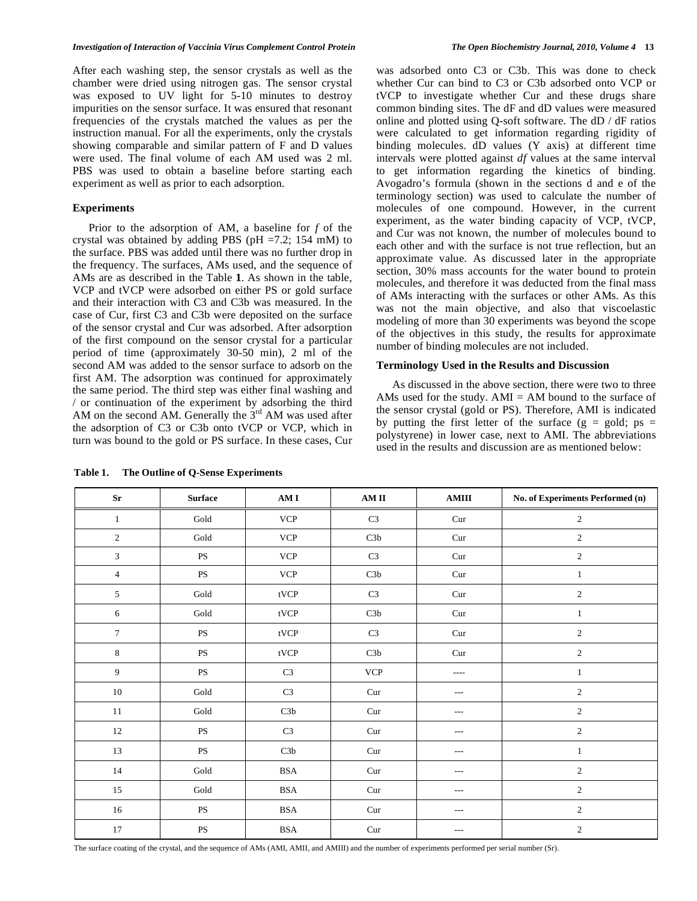After each washing step, the sensor crystals as well as the chamber were dried using nitrogen gas. The sensor crystal was exposed to UV light for 5-10 minutes to destroy impurities on the sensor surface. It was ensured that resonant frequencies of the crystals matched the values as per the instruction manual. For all the experiments, only the crystals showing comparable and similar pattern of F and D values were used. The final volume of each AM used was 2 ml. PBS was used to obtain a baseline before starting each experiment as well as prior to each adsorption.

### Experiments

Prior to the adsorption of AM, a baseline for *f* of the crystal was obtained by adding PBS (pH =7.2; 154 mM) to the surface. PBS was added until there was no further drop in the frequency. The surfaces, AMs used, and the sequence of AMs are as described in the Table **1**. As shown in the table, VCP and tVCP were adsorbed on either PS or gold surface and their interaction with C3 and C3b was measured. In the case of Cur, first C3 and C3b were deposited on the surface of the sensor crystal and Cur was adsorbed. After adsorption of the first compound on the sensor crystal for a particular period of time (approximately 30-50 min), 2 ml of the second AM was added to the sensor surface to adsorb on the first AM. The adsorption was continued for approximately the same period. The third step was either final washing and / or continuation of the experiment by adsorbing the third AM on the second AM. Generally the 3rd AM was used after the adsorption of C3 or C3b onto tVCP or VCP, which in turn was bound to the gold or PS surface. In these cases, Cur was adsorbed onto C3 or C3b. This was done to check whether Cur can bind to C3 or C3b adsorbed onto VCP or tVCP to investigate whether Cur and these drugs share common binding sites. The dF and dD values were measured online and plotted using Q-soft software. The dD / dF ratios were calculated to get information regarding rigidity of binding molecules. dD values (Y axis) at different time intervals were plotted against *df* values at the same interval to get information regarding the kinetics of binding. Avogadro's formula (shown in the sections d and e of the terminology section) was used to calculate the number of molecules of one compound. However, in the current experiment, as the water binding capacity of VCP, tVCP, and Cur was not known, the number of molecules bound to each other and with the surface is not true reflection, but an approximate value. As discussed later in the appropriate section, 30% mass accounts for the water bound to protein molecules, and therefore it was deducted from the final mass of AMs interacting with the surfaces or other AMs. As this was not the main objective, and also that viscoelastic modeling of more than 30 experiments was beyond the scope of the objectives in this study, the results for approximate number of binding molecules are not included.

### Terminology Used in the Results and Discussion

As discussed in the above section, there were two to three AMs used for the study. AMI = AM bound to the surface of the sensor crystal (gold or PS). Therefore, AMI is indicated by putting the first letter of the surface (g = gold; ps = polystyrene) in lower case, next to AMI. The abbreviations used in the results and discussion are as mentioned below:

**Table 1. The Outline of Q-Sense Experiments**

| Sr | Surface | AM I | AM II | AMIII | No. of Experiments Performed (n) |
|---|---|---|---|---|---|
| 1 | Gold | VCP | C3 | Cur | 2 |
| 2 | Gold | VCP | C3b | Cur | 2 |
| 3 | PS | VCP | C3 | Cur | 2 |
| 4 | PS | VCP | C3b | Cur | 1 |
| 5 | Gold | tVCP | C3 | Cur | 2 |
| 6 | Gold | tVCP | C3b | Cur | 1 |
| 7 | PS | tVCP | C3 | Cur | 2 |
| 8 | PS | tVCP | C3b | Cur | 2 |
| 9 | PS | C3 | VCP | ---- | 1 |
| 10 | Gold | C3 | Cur | --- | 2 |
| 11 | Gold | C3b | Cur | --- | 2 |
| 12 | PS | C3 | Cur | --- | 2 |
| 13 | PS | C3b | Cur | --- | 1 |
| 14 | Gold | BSA | Cur | --- | 2 |
| 15 | Gold | BSA | Cur | --- | 2 |
| 16 | PS | BSA | Cur | --- | 2 |
| 17 | PS | BSA | Cur | --- | 2 |

The surface coating of the crystal, and the sequence of AMs (AMI, AMII, and AMIII) and the number of experiments performed per serial number (Sr).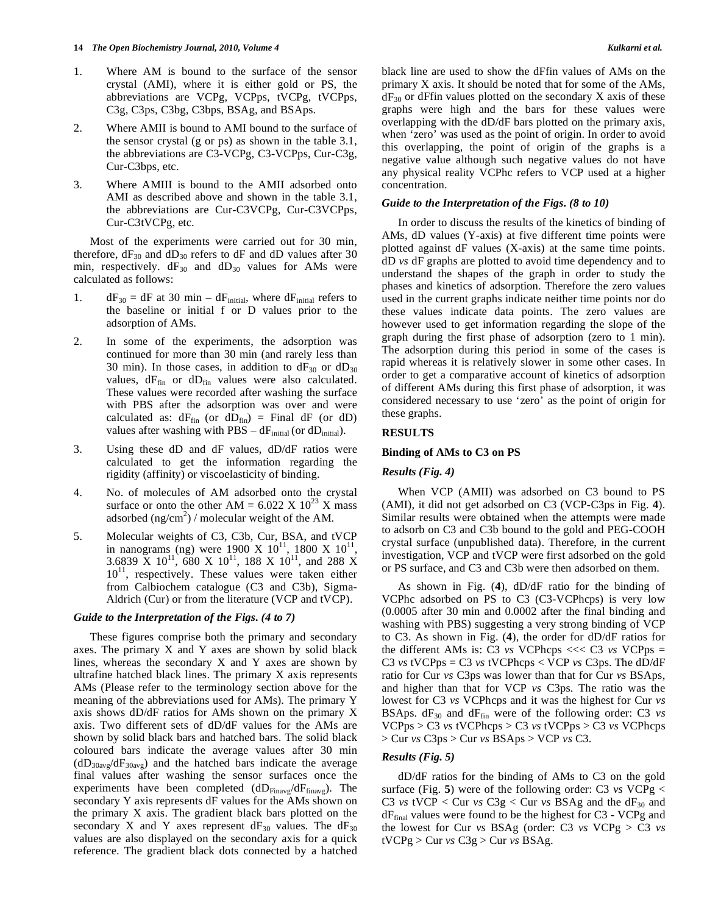1. Where AM is bound to the surface of the sensor crystal (AMI), where it is either gold or PS, the abbreviations are VCPg, VCPps, tVCPg, tVCPps, C3g, C3ps, C3bg, C3bps, BSAg, and BSAps.
2. Where AMII is bound to AMI bound to the surface of the sensor crystal (g or ps) as shown in the table 3.1, the abbreviations are C3-VCPg, C3-VCPps, Cur-C3g, Cur-C3bps, etc.
3. Where AMIII is bound to the AMII adsorbed onto AMI as described above and shown in the table 3.1, the abbreviations are Cur-C3VCPg, Cur-C3VCPps, Cur-C3tVCPg, etc.

Most of the experiments were carried out for 30 min, therefore, $dF_{30}$ and $dD_{30}$ refers to dF and dD values after 30 min, respectively. $dF_{30}$ and $dD_{30}$ values for AMs were calculated as follows:

1. $dF_{30}$ = dF at 30 min – $dF_{initial}$, where $dF_{initial}$ refers to the baseline or initial f or D values prior to the adsorption of AMs.
2. In some of the experiments, the adsorption was continued for more than 30 min (and rarely less than 30 min). In those cases, in addition to $dF_{30}$ or $dD_{30}$ values, $dF_{fin}$ or $dD_{fin}$ values were also calculated. These values were recorded after washing the surface with PBS after the adsorption was over and were calculated as: $dF_{fin}$ (or $dD_{fin}$) = Final dF (or dD) values after washing with PBS – $dF_{initial}$ (or $dD_{initial}$).
3. Using these dD and dF values, dD/dF ratios were calculated to get the information regarding the rigidity (affinity) or viscoelasticity of binding.
4. No. of molecules of AM adsorbed onto the crystal surface or onto the other AM = $6.022 \times 10^{23}$ X mass adsorbed (ng/cm$^2$) / molecular weight of the AM.
5. Molecular weights of C3, C3b, Cur, BSA, and tVCP in nanograms (ng) were $1900 \times 10^{11}$, $1800 \times 10^{11}$, $3.6839 \times 10^{11}$, $680 \times 10^{11}$, $188 \times 10^{11}$, and $288 \times 10^{11}$, respectively. These values were taken either from Calbiochem catalogue (C3 and C3b), Sigma-Aldrich (Cur) or from the literature (VCP and tVCP).

### *Guide to the Interpretation of the Figs. (4 to 7)*

These figures comprise both the primary and secondary axes. The primary X and Y axes are shown by solid black lines, whereas the secondary X and Y axes are shown by ultrafine hatched black lines. The primary X axis represents AMs (Please refer to the terminology section above for the meaning of the abbreviations used for AMs). The primary Y axis shows dD/dF ratios for AMs shown on the primary X axis. Two different sets of dD/dF values for the AMs are shown by solid black bars and hatched bars. The solid black coloured bars indicate the average values after 30 min ($dD_{30avg}/dF_{30avg}$) and the hatched bars indicate the average final values after washing the sensor surfaces once the experiments have been completed ($dD_{Finavg}/dF_{finavg}$). The secondary Y axis represents dF values for the AMs shown on the primary X axis. The gradient black bars plotted on the secondary X and Y axes represent $dF_{30}$ values. The $dF_{30}$ values are also displayed on the secondary axis for a quick reference. The gradient black dots connected by a hatched black line are used to show the dFfin values of AMs on the primary X axis. It should be noted that for some of the AMs, $dF_{30}$ or dFfin values plotted on the secondary X axis of these graphs were high and the bars for these values were overlapping with the dD/dF bars plotted on the primary axis, when 'zero' was used as the point of origin. In order to avoid this overlapping, the point of origin of the graphs is a negative value although such negative values do not have any physical reality VCPhc refers to VCP used at a higher concentration.

### *Guide to the Interpretation of the Figs. (8 to 10)*

In order to discuss the results of the kinetics of binding of AMs, dD values (Y-axis) at five different time points were plotted against dF values (X-axis) at the same time points. dD *vs* dF graphs are plotted to avoid time dependency and to understand the shapes of the graph in order to study the phases and kinetics of adsorption. Therefore the zero values used in the current graphs indicate neither time points nor do these values indicate data points. The zero values are however used to get information regarding the slope of the graph during the first phase of adsorption (zero to 1 min). The adsorption during this period in some of the cases is rapid whereas it is relatively slower in some other cases. In order to get a comparative account of kinetics of adsorption of different AMs during this first phase of adsorption, it was considered necessary to use 'zero' as the point of origin for these graphs.

## RESULTS

### Binding of AMs to C3 on PS

### *Results (Fig. 4)*

When VCP (AMII) was adsorbed on C3 bound to PS (AMI), it did not get adsorbed on C3 (VCP-C3ps in Fig. **4**). Similar results were obtained when the attempts were made to adsorb on C3 and C3b bound to the gold and PEG-COOH crystal surface (unpublished data). Therefore, in the current investigation, VCP and tVCP were first adsorbed on the gold or PS surface, and C3 and C3b were then adsorbed on them.

As shown in Fig. (**4**), dD/dF ratio for the binding of VCPhc adsorbed on PS to C3 (C3-VCPhcps) is very low (0.0005 after 30 min and 0.0002 after the final binding and washing with PBS) suggesting a very strong binding of VCP to C3. As shown in Fig. (**4**), the order for dD/dF ratios for the different AMs is: C3 *vs* VCPhcps <<< C3 *vs* VCPps = C3 *vs* tVCPps = C3 *vs* tVCPhcps < VCP *vs* C3ps. The dD/dF ratio for Cur *vs* C3ps was lower than that for Cur *vs* BSAps, and higher than that for VCP *vs* C3ps. The ratio was the lowest for C3 *vs* VCPhcps and it was the highest for Cur *vs* BSAps. $dF_{30}$ and $dF_{fin}$ were of the following order: C3 *vs* VCPps > C3 *vs* tVCPhcps > C3 *vs* tVCPps > C3 *vs* VCPhcps > Cur *vs* C3ps > Cur *vs* BSAps > VCP *vs* C3.

### *Results (Fig. 5)*

dD/dF ratios for the binding of AMs to C3 on the gold surface (Fig. **5**) were of the following order: C3 *vs* VCPg < C3 *vs* tVCP < Cur *vs* C3g < Cur *vs* BSAg and the $dF_{30}$ and $dF_{final}$ values were found to be the highest for C3 - VCPg and the lowest for Cur *vs* BSAg (order: C3 *vs* VCPg > C3 *vs* tVCPg > Cur *vs* C3g > Cur *vs* BSAg.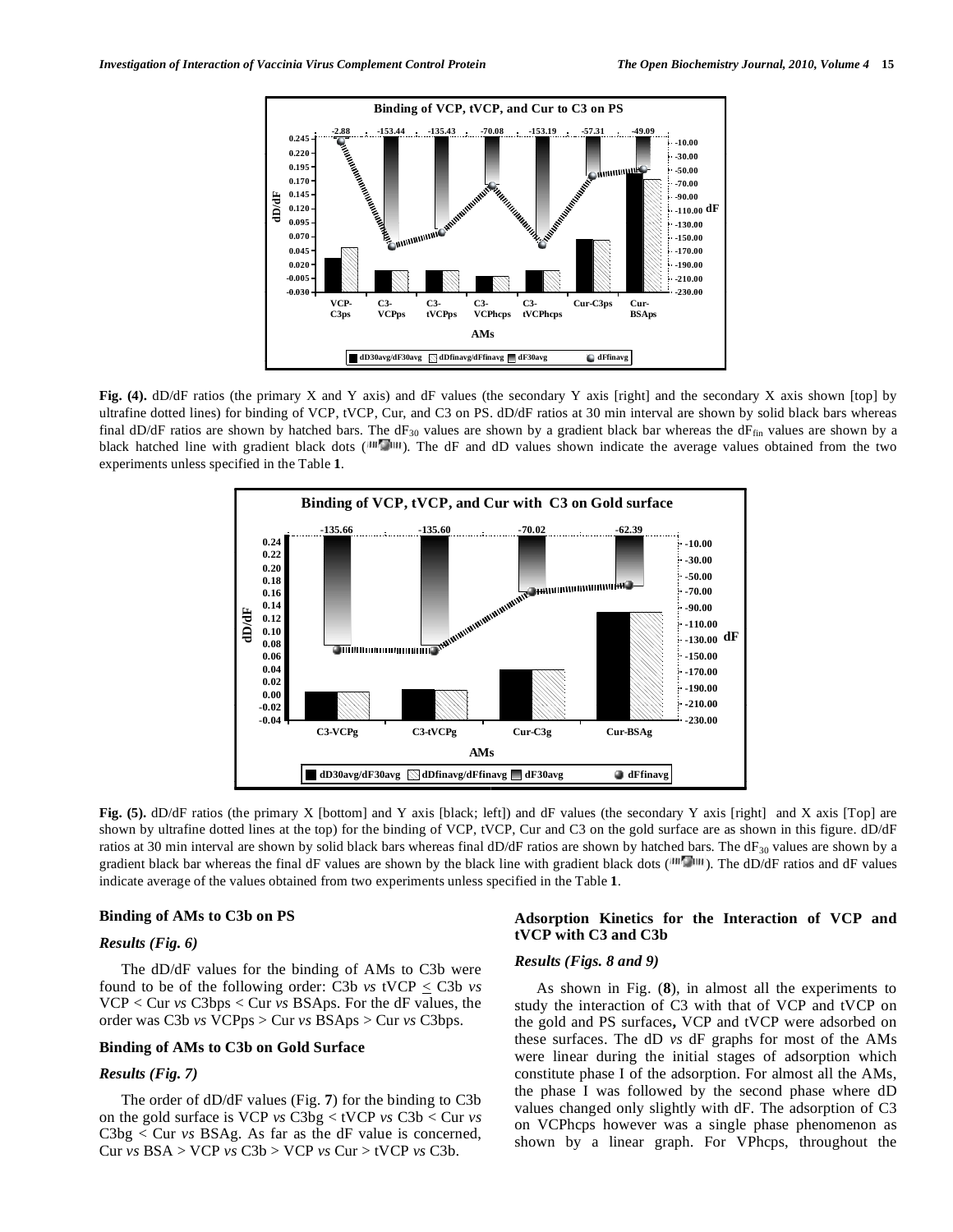**Fig. (4).** dD/dF ratios (the primary X and Y axis) and dF values (the secondary Y axis [right] and the secondary X axis shown [top] by ultrafine dotted lines) for binding of VCP, tVCP, Cur, and C3 on PS. dD/dF ratios at 30 min interval are shown by solid black bars whereas final dD/dF ratios are shown by hatched bars. The $dF_{30}$ values are shown by a gradient black bar whereas the $dF_{fin}$ values are shown by a black hatched line with gradient black dots. The dF and dD values shown indicate the average values obtained from the two experiments unless specified in the Table **1**.

**Fig. (5).** dD/dF ratios (the primary X [bottom] and Y axis [black; left]) and dF values (the secondary Y axis [right] and X axis [Top] are shown by ultrafine dotted lines at the top) for the binding of VCP, tVCP, Cur and C3 on the gold surface are as shown in this figure. dD/dF ratios at 30 min interval are shown by solid black bars whereas final dD/dF ratios are shown by hatched bars. The $dF_{30}$ values are shown by a gradient black bar whereas the final dF values are shown by the black line with gradient black dots. The dD/dF ratios and dF values indicate average of the values obtained from two experiments unless specified in the Table **1**.

### Binding of AMs to C3b on PS

#### *Results (Fig. 6)*

The dD/dF values for the binding of AMs to C3b were found to be of the following order: C3b *vs* tVCP $\leq$ C3b *vs* VCP < Cur *vs* C3bps < Cur *vs* BSAps. For the dF values, the order was C3b *vs* VCPps > Cur *vs* BSAps > Cur *vs* C3bps.

### Binding of AMs to C3b on Gold Surface

#### *Results (Fig. 7)*

The order of dD/dF values (Fig. **7**) for the binding to C3b on the gold surface is VCP *vs* C3bg < tVCP *vs* C3b < Cur *vs* C3bg < Cur *vs* BSAg. As far as the dF value is concerned, Cur *vs* BSA > VCP *vs* C3b > VCP *vs* Cur > tVCP *vs* C3b.

### Adsorption Kinetics for the Interaction of VCP and tVCP with C3 and C3b

#### *Results (Figs. 8 and 9)*

As shown in Fig. (**8**), in almost all the experiments to study the interaction of C3 with that of VCP and tVCP on the gold and PS surfaces**,** VCP and tVCP were adsorbed on these surfaces. The dD *vs* dF graphs for most of the AMs were linear during the initial stages of adsorption which constitute phase I of the adsorption. For almost all the AMs, the phase I was followed by the second phase where dD values changed only slightly with dF. The adsorption of C3 on VCPhcps however was a single phase phenomenon as shown by a linear graph. For VPhcps, throughout the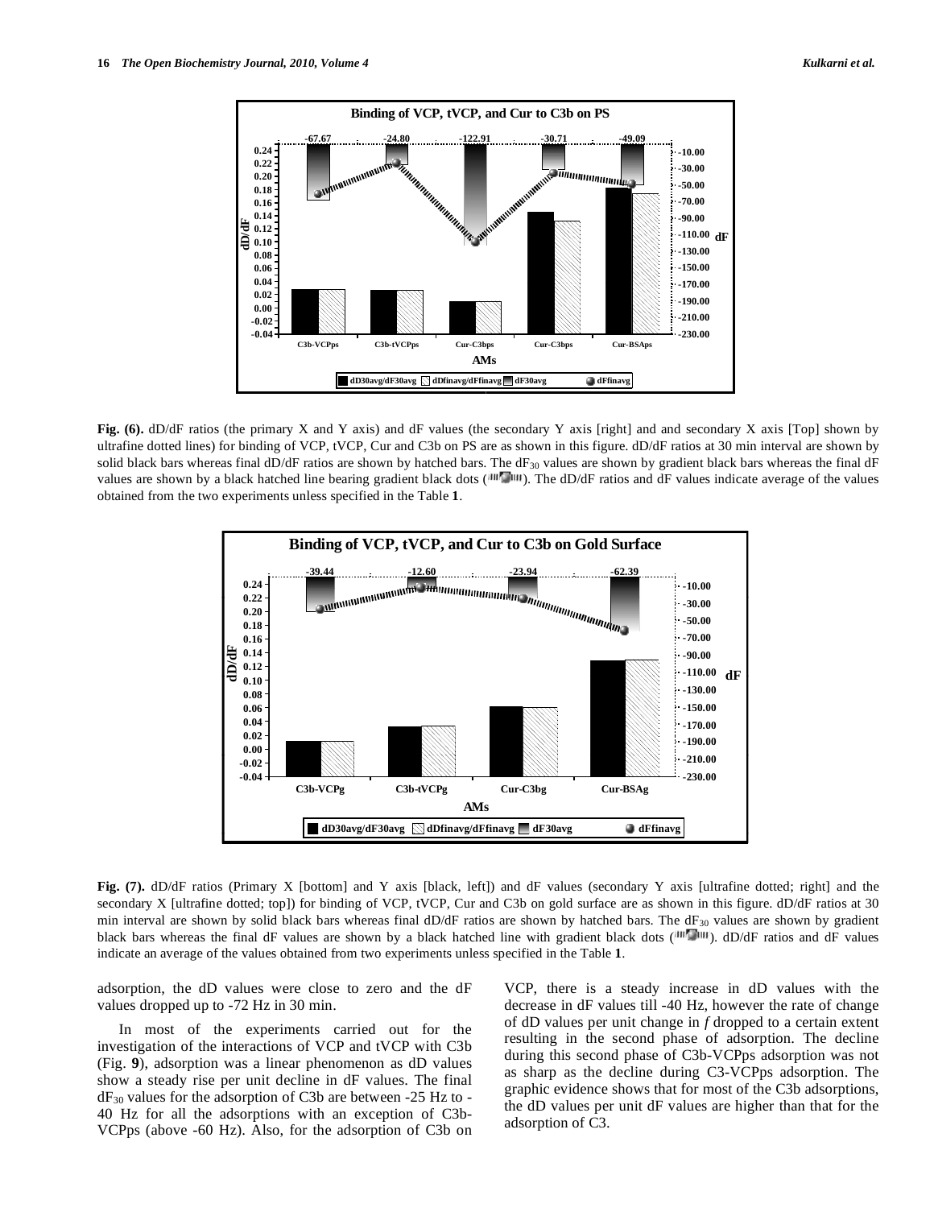**Fig. (6).** dD/dF ratios (the primary X and Y axis) and dF values (the secondary Y axis [right] and and secondary X axis [Top] shown by ultrafine dotted lines) for binding of VCP, tVCP, Cur and C3b on PS are as shown in this figure. dD/dF ratios at 30 min interval are shown by solid black bars whereas final dD/dF ratios are shown by hatched bars. The $dF_{30}$ values are shown by gradient black bars whereas the final dF values are shown by a black hatched line bearing gradient black dots. The dD/dF ratios and dF values indicate average of the values obtained from the two experiments unless specified in the Table **1**.

**Fig. (7).** dD/dF ratios (Primary X [bottom] and Y axis [black, left]) and dF values (secondary Y axis [ultrafine dotted; right] and the secondary X [ultrafine dotted; top]) for binding of VCP, tVCP, Cur and C3b on gold surface are as shown in this figure. dD/dF ratios at 30 min interval are shown by solid black bars whereas final dD/dF ratios are shown by hatched bars. The $dF_{30}$ values are shown by gradient black bars whereas the final dF values are shown by a black hatched line with gradient black dots. dD/dF ratios and dF values indicate an average of the values obtained from two experiments unless specified in the Table **1**.

adsorption, the dD values were close to zero and the dF values dropped up to -72 Hz in 30 min.

In most of the experiments carried out for the investigation of the interactions of VCP and tVCP with C3b (Fig. **9**), adsorption was a linear phenomenon as dD values show a steady rise per unit decline in dF values. The final $dF_{30}$ values for the adsorption of C3b are between -25 Hz to -40 Hz for all the adsorptions with an exception of C3b-VCPps (above -60 Hz). Also, for the adsorption of C3b on VCP, there is a steady increase in dD values with the decrease in dF values till -40 Hz, however the rate of change of dD values per unit change in *f* dropped to a certain extent resulting in the second phase of adsorption. The decline during this second phase of C3b-VCPps adsorption was not as sharp as the decline during C3-VCPps adsorption. The graphic evidence shows that for most of the C3b adsorptions, the dD values per unit dF values are higher than that for the adsorption of C3.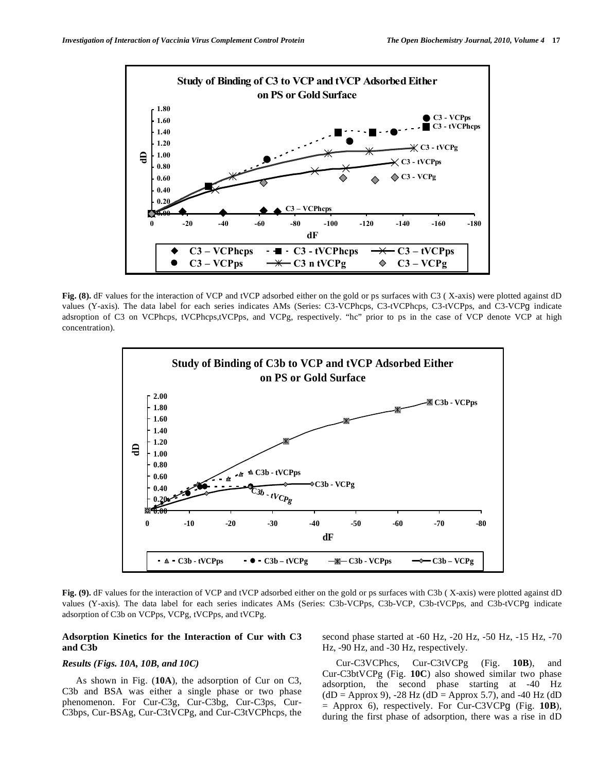**Fig. (8).** dF values for the interaction of VCP and tVCP adsorbed either on the gold or ps surfaces with C3 ( X-axis) were plotted against dD values (Y-axis). The data label for each series indicates AMs (Series: C3-VCPhcps, C3-tVCPhcps, C3-tVCPps, and C3-VCPg indicate adsroption of C3 on VCPhcps, tVCPhcps,tVCPps, and VCPg, respectively. "hc" prior to ps in the case of VCP denote VCP at high concentration).

**Fig. (9).** dF values for the interaction of VCP and tVCP adsorbed either on the gold or ps surfaces with C3b ( X-axis) were plotted against dD values (Y-axis). The data label for each series indicates AMs (Series: C3b-VCPps, C3b-VCP, C3b-tVCPps, and C3b-tVCPg indicate adsorption of C3b on VCPps, VCPg, tVCPps, and tVCPg.

## Adsorption Kinetics for the Interaction of Cur with C3 and C3b

### *Results (Figs. 10A, 10B, and 10C)*

As shown in Fig. (**10A**), the adsorption of Cur on C3, C3b and BSA was either a single phase or two phase phenomenon. For Cur-C3g, Cur-C3bg, Cur-C3ps, Cur-C3bps, Cur-BSAg, Cur-C3tVCPg, and Cur-C3tVCPhcps, the second phase started at -60 Hz, -20 Hz, -50 Hz, -15 Hz, -70 Hz, -90 Hz, and -30 Hz, respectively.

Cur-C3VCPhcs, Cur-C3tVCPg (Fig. **10B**), and Cur-C3btVCPg (Fig. **10C**) also showed similar two phase adsorption, the second phase starting at -40 Hz (dD = Approx 9), -28 Hz (dD = Approx 5.7), and -40 Hz (dD = Approx 6), respectively. For Cur-C3VCPg (Fig. **10B**), during the first phase of adsorption, there was a rise in dD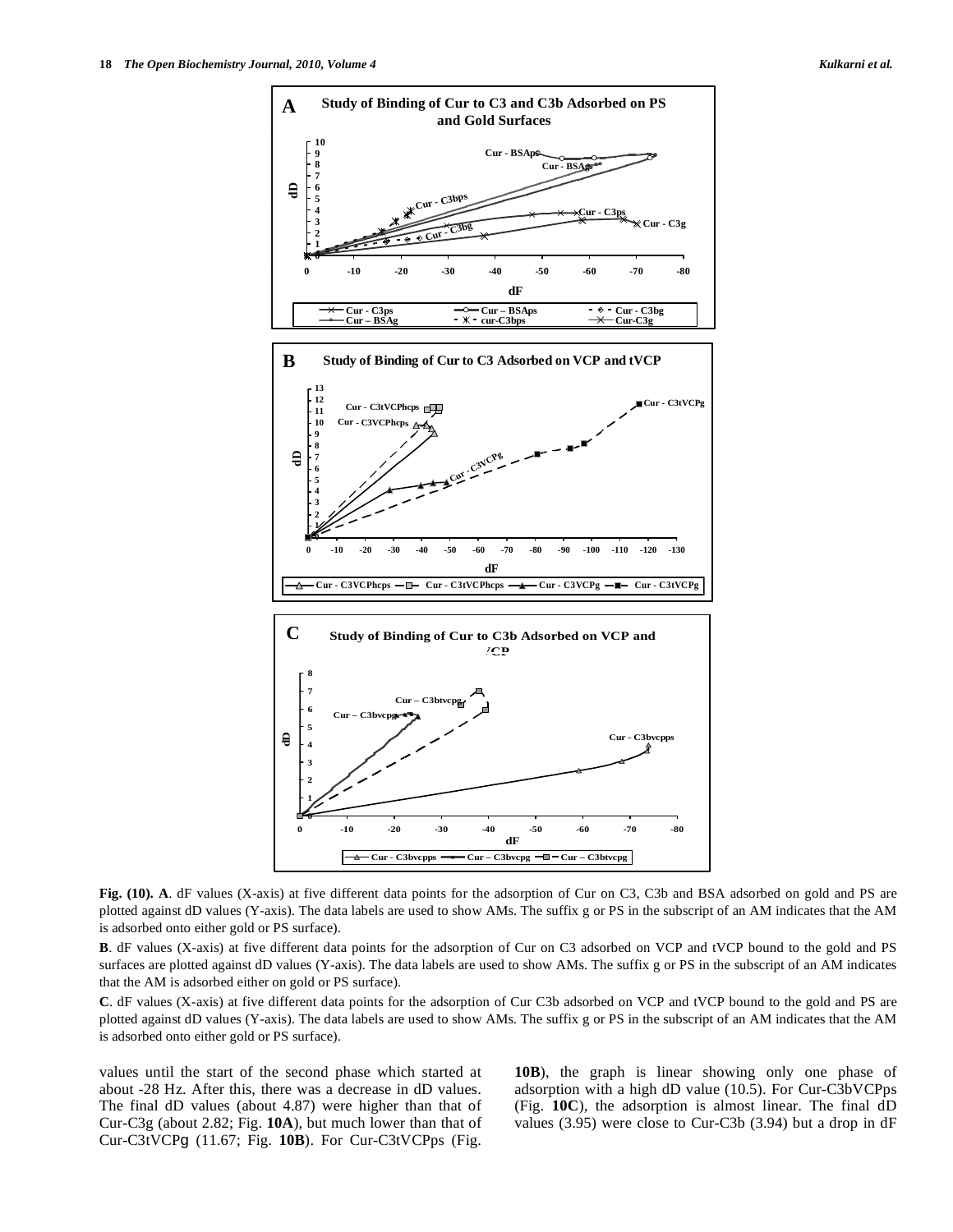**Fig. (10). A**. dF values (X-axis) at five different data points for the adsorption of Cur on C3, C3b and BSA adsorbed on gold and PS are plotted against dD values (Y-axis). The data labels are used to show AMs. The suffix g or PS in the subscript of an AM indicates that the AM is adsorbed onto either gold or PS surface).

**B**. dF values (X-axis) at five different data points for the adsorption of Cur on C3 adsorbed on VCP and tVCP bound to the gold and PS surfaces are plotted against dD values (Y-axis). The data labels are used to show AMs. The suffix g or PS in the subscript of an AM indicates that the AM is adsorbed either on gold or PS surface).

**C**. dF values (X-axis) at five different data points for the adsorption of Cur C3b adsorbed on VCP and tVCP bound to the gold and PS are plotted against dD values (Y-axis). The data labels are used to show AMs. The suffix g or PS in the subscript of an AM indicates that the AM is adsorbed onto either gold or PS surface).

values until the start of the second phase which started at about -28 Hz. After this, there was a decrease in dD values. The final dD values (about 4.87) were higher than that of Cur-C3g (about 2.82; Fig. **10A**), but much lower than that of Cur-C3tVCPg (11.67; Fig. **10B**). For Cur-C3tVCPps (Fig. **10B**), the graph is linear showing only one phase of adsorption with a high dD value (10.5). For Cur-C3bVCPps (Fig. **10C**), the adsorption is almost linear. The final dD values (3.95) were close to Cur-C3b (3.94) but a drop in dF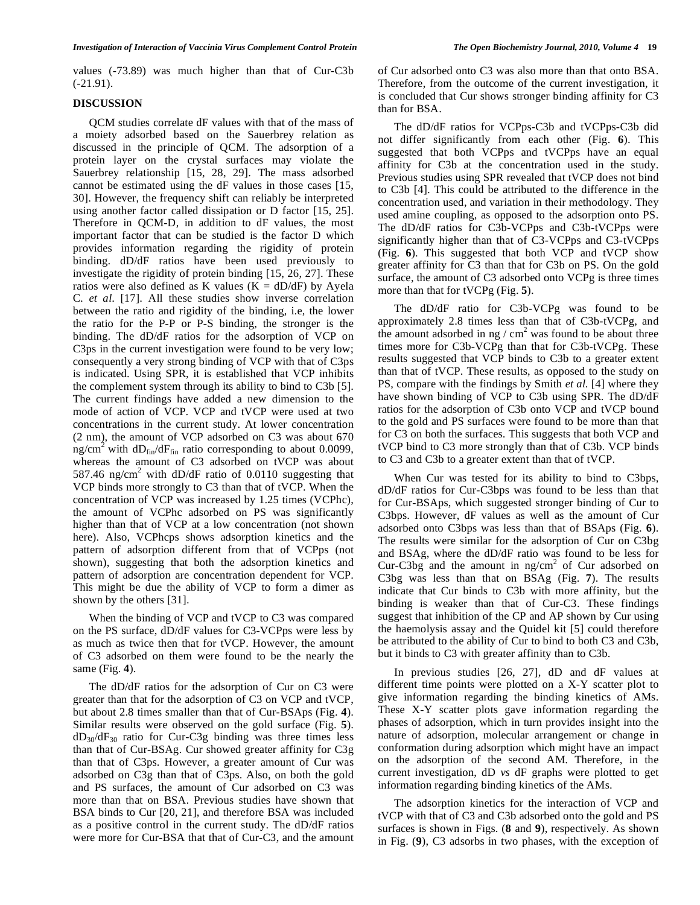values (-73.89) was much higher than that of Cur-C3b (-21.91).

## DISCUSSION

QCM studies correlate dF values with that of the mass of a moiety adsorbed based on the Sauerbrey relation as discussed in the principle of QCM. The adsorption of a protein layer on the crystal surfaces may violate the Sauerbrey relationship [15, 28, 29]. The mass adsorbed cannot be estimated using the dF values in those cases [15, 30]. However, the frequency shift can reliably be interpreted using another factor called dissipation or D factor [15, 25]. Therefore in QCM-D, in addition to dF values, the most important factor that can be studied is the factor D which provides information regarding the rigidity of protein binding. dD/dF ratios have been used previously to investigate the rigidity of protein binding [15, 26, 27]. These ratios were also defined as K values (K = dD/dF) by Ayela C. *et al.* [17]. All these studies show inverse correlation between the ratio and rigidity of the binding, i.e, the lower the ratio for the P-P or P-S binding, the stronger is the binding. The dD/dF ratios for the adsorption of VCP on C3ps in the current investigation were found to be very low; consequently a very strong binding of VCP with that of C3ps is indicated. Using SPR, it is established that VCP inhibits the complement system through its ability to bind to C3b [5]. The current findings have added a new dimension to the mode of action of VCP. VCP and tVCP were used at two concentrations in the current study. At lower concentration (2 nm), the amount of VCP adsorbed on C3 was about 670 ng/cm$^2$ with $dD_{fin}/dF_{fin}$ ratio corresponding to about 0.0099, whereas the amount of C3 adsorbed on tVCP was about 587.46 ng/cm$^2$ with dD/dF ratio of 0.0110 suggesting that VCP binds more strongly to C3 than that of tVCP. When the concentration of VCP was increased by 1.25 times (VCPhc), the amount of VCPhc adsorbed on PS was significantly higher than that of VCP at a low concentration (not shown here). Also, VCPhcps shows adsorption kinetics and the pattern of adsorption different from that of VCPps (not shown), suggesting that both the adsorption kinetics and pattern of adsorption are concentration dependent for VCP. This might be due the ability of VCP to form a dimer as shown by the others [31].

When the binding of VCP and tVCP to C3 was compared on the PS surface, dD/dF values for C3-VCPps were less by as much as twice then that for tVCP. However, the amount of C3 adsorbed on them were found to be the nearly the same (Fig. **4**).

The dD/dF ratios for the adsorption of Cur on C3 were greater than that for the adsorption of C3 on VCP and tVCP, but about 2.8 times smaller than that of Cur-BSAps (Fig. **4**). Similar results were observed on the gold surface (Fig. **5**). $dD_{30}/dF_{30}$ ratio for Cur-C3g binding was three times less than that of Cur-BSAg. Cur showed greater affinity for C3g than that of C3ps. However, a greater amount of Cur was adsorbed on C3g than that of C3ps. Also, on both the gold and PS surfaces, the amount of Cur adsorbed on C3 was more than that on BSA. Previous studies have shown that BSA binds to Cur [20, 21], and therefore BSA was included as a positive control in the current study. The dD/dF ratios were more for Cur-BSA that that of Cur-C3, and the amount of Cur adsorbed onto C3 was also more than that onto BSA. Therefore, from the outcome of the current investigation, it is concluded that Cur shows stronger binding affinity for C3 than for BSA.

The dD/dF ratios for VCPps-C3b and tVCPps-C3b did not differ significantly from each other (Fig. **6**). This suggested that both VCPps and tVCPps have an equal affinity for C3b at the concentration used in the study. Previous studies using SPR revealed that tVCP does not bind to C3b [4]. This could be attributed to the difference in the concentration used, and variation in their methodology. They used amine coupling, as opposed to the adsorption onto PS. The dD/dF ratios for C3b-VCPps and C3b-tVCPps were significantly higher than that of C3-VCPps and C3-tVCPps (Fig. **6**). This suggested that both VCP and tVCP show greater affinity for C3 than that for C3b on PS. On the gold surface, the amount of C3 adsorbed onto VCPg is three times more than that for tVCPg (Fig. **5**).

The dD/dF ratio for C3b-VCPg was found to be approximately 2.8 times less than that of C3b-tVCPg, and the amount adsorbed in ng / cm$^2$ was found to be about three times more for C3b-VCPg than that for C3b-tVCPg. These results suggested that VCP binds to C3b to a greater extent than that of tVCP. These results, as opposed to the study on PS, compare with the findings by Smith *et al.* [4] where they have shown binding of VCP to C3b using SPR. The dD/dF ratios for the adsorption of C3b onto VCP and tVCP bound to the gold and PS surfaces were found to be more than that for C3 on both the surfaces. This suggests that both VCP and tVCP bind to C3 more strongly than that of C3b. VCP binds to C3 and C3b to a greater extent than that of tVCP.

When Cur was tested for its ability to bind to C3bps, dD/dF ratios for Cur-C3bps was found to be less than that for Cur-BSAps, which suggested stronger binding of Cur to C3bps. However, dF values as well as the amount of Cur adsorbed onto C3bps was less than that of BSAps (Fig. **6**). The results were similar for the adsorption of Cur on C3bg and BSAg, where the dD/dF ratio was found to be less for Cur-C3bg and the amount in ng/cm$^2$ of Cur adsorbed on C3bg was less than that on BSAg (Fig. **7**). The results indicate that Cur binds to C3b with more affinity, but the binding is weaker than that of Cur-C3. These findings suggest that inhibition of the CP and AP shown by Cur using the haemolysis assay and the Quidel kit [5] could therefore be attributed to the ability of Cur to bind to both C3 and C3b, but it binds to C3 with greater affinity than to C3b.

In previous studies [26, 27], dD and dF values at different time points were plotted on a X-Y scatter plot to give information regarding the binding kinetics of AMs. These X-Y scatter plots gave information regarding the phases of adsorption, which in turn provides insight into the nature of adsorption, molecular arrangement or change in conformation during adsorption which might have an impact on the adsorption of the second AM. Therefore, in the current investigation, dD *vs* dF graphs were plotted to get information regarding binding kinetics of the AMs.

The adsorption kinetics for the interaction of VCP and tVCP with that of C3 and C3b adsorbed onto the gold and PS surfaces is shown in Figs. (**8** and **9**), respectively. As shown in Fig. (**9**), C3 adsorbs in two phases, with the exception of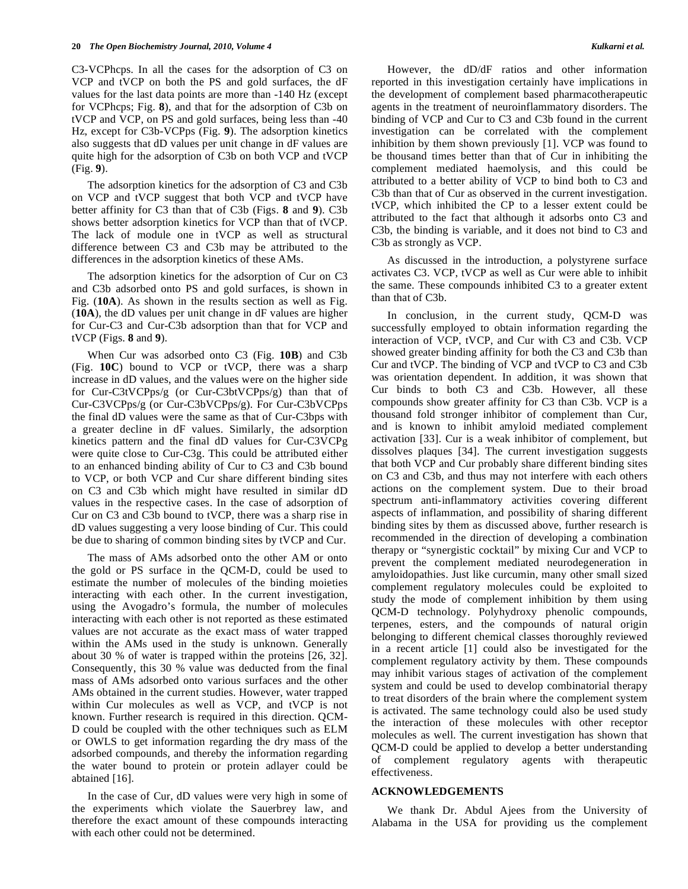C3-VCPhcps. In all the cases for the adsorption of C3 on VCP and tVCP on both the PS and gold surfaces, the dF values for the last data points are more than -140 Hz (except for VCPhcps; Fig. **8**), and that for the adsorption of C3b on tVCP and VCP, on PS and gold surfaces, being less than -40 Hz, except for C3b-VCPps (Fig. **9**). The adsorption kinetics also suggests that dD values per unit change in dF values are quite high for the adsorption of C3b on both VCP and tVCP (Fig. **9**).

The adsorption kinetics for the adsorption of C3 and C3b on VCP and tVCP suggest that both VCP and tVCP have better affinity for C3 than that of C3b (Figs. **8** and **9**). C3b shows better adsorption kinetics for VCP than that of tVCP. The lack of module one in tVCP as well as structural difference between C3 and C3b may be attributed to the differences in the adsorption kinetics of these AMs.

The adsorption kinetics for the adsorption of Cur on C3 and C3b adsorbed onto PS and gold surfaces, is shown in Fig. (**10A**). As shown in the results section as well as Fig. (**10A**), the dD values per unit change in dF values are higher for Cur-C3 and Cur-C3b adsorption than that for VCP and tVCP (Figs. **8** and **9**).

When Cur was adsorbed onto C3 (Fig. **10B**) and C3b (Fig. **10C**) bound to VCP or tVCP, there was a sharp increase in dD values, and the values were on the higher side for Cur-C3tVCPps/g (or Cur-C3btVCPps/g) than that of Cur-C3VCPps/g (or Cur-C3bVCPps/g). For Cur-C3bVCPps the final dD values were the same as that of Cur-C3bps with a greater decline in dF values. Similarly, the adsorption kinetics pattern and the final dD values for Cur-C3VCPg were quite close to Cur-C3g. This could be attributed either to an enhanced binding ability of Cur to C3 and C3b bound to VCP, or both VCP and Cur share different binding sites on C3 and C3b which might have resulted in similar dD values in the respective cases. In the case of adsorption of Cur on C3 and C3b bound to tVCP, there was a sharp rise in dD values suggesting a very loose binding of Cur. This could be due to sharing of common binding sites by tVCP and Cur.

The mass of AMs adsorbed onto the other AM or onto the gold or PS surface in the QCM-D, could be used to estimate the number of molecules of the binding moieties interacting with each other. In the current investigation, using the Avogadro's formula, the number of molecules interacting with each other is not reported as these estimated values are not accurate as the exact mass of water trapped within the AMs used in the study is unknown. Generally about 30 % of water is trapped within the proteins [26, 32]. Consequently, this 30 % value was deducted from the final mass of AMs adsorbed onto various surfaces and the other AMs obtained in the current studies. However, water trapped within Cur molecules as well as VCP, and tVCP is not known. Further research is required in this direction. QCM-D could be coupled with the other techniques such as ELM or OWLS to get information regarding the dry mass of the adsorbed compounds, and thereby the information regarding the water bound to protein or protein adlayer could be abtained [16].

In the case of Cur, dD values were very high in some of the experiments which violate the Sauerbrey law, and therefore the exact amount of these compounds interacting with each other could not be determined.

However, the dD/dF ratios and other information reported in this investigation certainly have implications in the development of complement based pharmacotherapeutic agents in the treatment of neuroinflammatory disorders. The binding of VCP and Cur to C3 and C3b found in the current investigation can be correlated with the complement inhibition by them shown previously [1]. VCP was found to be thousand times better than that of Cur in inhibiting the complement mediated haemolysis, and this could be attributed to a better ability of VCP to bind both to C3 and C3b than that of Cur as observed in the current investigation. tVCP, which inhibited the CP to a lesser extent could be attributed to the fact that although it adsorbs onto C3 and C3b, the binding is variable, and it does not bind to C3 and C3b as strongly as VCP.

As discussed in the introduction, a polystyrene surface activates C3. VCP, tVCP as well as Cur were able to inhibit the same. These compounds inhibited C3 to a greater extent than that of C3b.

In conclusion, in the current study, QCM-D was successfully employed to obtain information regarding the interaction of VCP, tVCP, and Cur with C3 and C3b. VCP showed greater binding affinity for both the C3 and C3b than Cur and tVCP. The binding of VCP and tVCP to C3 and C3b was orientation dependent. In addition, it was shown that Cur binds to both C3 and C3b. However, all these compounds show greater affinity for C3 than C3b. VCP is a thousand fold stronger inhibitor of complement than Cur, and is known to inhibit amyloid mediated complement activation [33]. Cur is a weak inhibitor of complement, but dissolves plaques [34]. The current investigation suggests that both VCP and Cur probably share different binding sites on C3 and C3b, and thus may not interfere with each others actions on the complement system. Due to their broad spectrum anti-inflammatory activities covering different aspects of inflammation, and possibility of sharing different binding sites by them as discussed above, further research is recommended in the direction of developing a combination therapy or "synergistic cocktail" by mixing Cur and VCP to prevent the complement mediated neurodegeneration in amyloidopathies. Just like curcumin, many other small sized complement regulatory molecules could be exploited to study the mode of complement inhibition by them using QCM-D technology. Polyhydroxy phenolic compounds, terpenes, esters, and the compounds of natural origin belonging to different chemical classes thoroughly reviewed in a recent article [1] could also be investigated for the complement regulatory activity by them. These compounds may inhibit various stages of activation of the complement system and could be used to develop combinatorial therapy to treat disorders of the brain where the complement system is activated. The same technology could also be used study the interaction of these molecules with other receptor molecules as well. The current investigation has shown that QCM-D could be applied to develop a better understanding of complement regulatory agents with therapeutic effectiveness.

## ACKNOWLEDGEMENTS

We thank Dr. Abdul Ajees from the University of Alabama in the USA for providing us the complement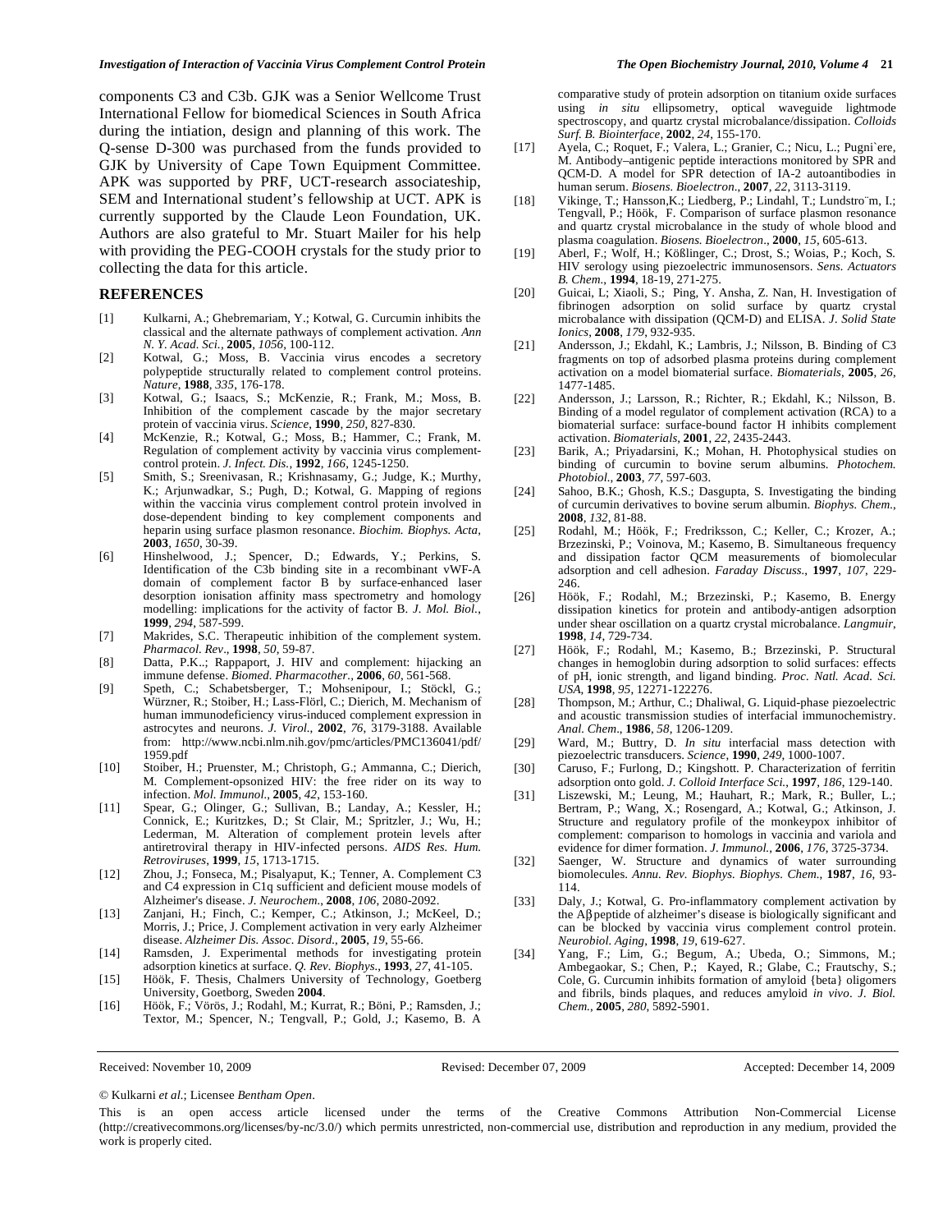components C3 and C3b. GJK was a Senior Wellcome Trust International Fellow for biomedical Sciences in South Africa during the intiation, design and planning of this work. The Q-sense D-300 was purchased from the funds provided to GJK by University of Cape Town Equipment Committee. APK was supported by PRF, UCT-research associateship, SEM and International student's fellowship at UCT. APK is currently supported by the Claude Leon Foundation, UK. Authors are also grateful to Mr. Stuart Mailer for his help with providing the PEG-COOH crystals for the study prior to collecting the data for this article.

## REFERENCES

[1] Kulkarni, A.; Ghebremariam, Y.; Kotwal, G. Curcumin inhibits the classical and the alternate pathways of complement activation. *Ann N. Y. Acad. Sci.*, **2005**, *1056*, 100-112.

[2] Kotwal, G.; Moss, B. Vaccinia virus encodes a secretory polypeptide structurally related to complement control proteins. *Nature*, **1988**, *335*, 176-178.

[3] Kotwal, G.; Isaacs, S.; McKenzie, R.; Frank, M.; Moss, B. Inhibition of the complement cascade by the major secretary protein of vaccinia virus. *Science*, **1990**, *250*, 827-830.

[4] McKenzie, R.; Kotwal, G.; Moss, B.; Hammer, C.; Frank, M. Regulation of complement activity by vaccinia virus complement-control protein. *J. Infect. Dis.*, **1992**, *166*, 1245-1250.

[5] Smith, S.; Sreenivasan, R.; Krishnasamy, G.; Judge, K.; Murthy, K.; Arjunwadkar, S.; Pugh, D.; Kotwal, G. Mapping of regions within the vaccinia virus complement control protein involved in dose-dependent binding to key complement components and heparin using surface plasmon resonance. *Biochim. Biophys. Acta*, **2003**, *1650*, 30-39.

[6] Hinshelwood, J.; Spencer, D.; Edwards, Y.; Perkins, S. Identification of the C3b binding site in a recombinant vWF-A domain of complement factor B by surface-enhanced laser desorption ionisation affinity mass spectrometry and homology modelling: implications for the activity of factor B. *J. Mol. Biol.*, **1999**, *294*, 587-599.

[7] Makrides, S.C. Therapeutic inhibition of the complement system. *Pharmacol. Rev*., **1998**, *50*, 59-87.

[8] Datta, P.K..; Rappaport, J. HIV and complement: hijacking an immune defense. *Biomed. Pharmacother.*, **2006**, *60*, 561-568.

[9] Speth, C.; Schabetsberger, T.; Mohsenipour, I.; Stöckl, G.; Würzner, R.; Stoiber, H.; Lass-Flörl, C.; Dierich, M. Mechanism of human immunodeficiency virus-induced complement expression in astrocytes and neurons. *J. Virol.*, **2002**, *76*, 3179-3188. Available from: http://www.ncbi.nlm.nih.gov/pmc/articles/PMC136041/pdf/1959.pdf

[10] Stoiber, H.; Pruenster, M.; Christoph, G.; Ammanna, C.; Dierich, M. Complement-opsonized HIV: the free rider on its way to infection. *Mol. Immunol.*, **2005**, *42*, 153-160.

[11] Spear, G.; Olinger, G.; Sullivan, B.; Landay, A.; Kessler, H.; Connick, E.; Kuritzkes, D.; St Clair, M.; Spritzler, J.; Wu, H.; Lederman, M. Alteration of complement protein levels after antiretroviral therapy in HIV-infected persons. *AIDS Res. Hum. Retroviruses*, **1999**, *15*, 1713-1715.

[12] Zhou, J.; Fonseca, M.; Pisalyaput, K.; Tenner, A. Complement C3 and C4 expression in C1q sufficient and deficient mouse models of Alzheimer's disease. *J. Neurochem.*, **2008**, *106*, 2080-2092.

[13] Zanjani, H.; Finch, C.; Kemper, C.; Atkinson, J.; McKeel, D.; Morris, J.; Price, J. Complement activation in very early Alzheimer disease. *Alzheimer Dis. Assoc. Disord.*, **2005**, *19*, 55-66.

[14] Ramsden, J. Experimental methods for investigating protein adsorption kinetics at surface. *Q. Rev. Biophys*., **1993**, *27*, 41-105.

[15] Höök, F. Thesis, Chalmers University of Technology, Goetberg University, Goetborg, Sweden **2004**.

[16] Höök, F.; Vörös, J.; Rodahl, M.; Kurrat, R.; Böni, P.; Ramsden, J.; Textor, M.; Spencer, N.; Tengvall, P.; Gold, J.; Kasemo, B. A comparative study of protein adsorption on titanium oxide surfaces using *in situ* ellipsometry, optical waveguide lightmode spectroscopy, and quartz crystal microbalance/dissipation. *Colloids Surf. B. Biointerface*, **2002**, *24*, 155-170.

[17] Ayela, C.; Roquet, F.; Valera, L.; Granier, C.; Nicu, L.; Pugni`ere, M. Antibody–antigenic peptide interactions monitored by SPR and QCM-D. A model for SPR detection of IA-2 autoantibodies in human serum. *Biosens. Bioelectron*., **2007**, *22*, 3113-3119.

[18] Vikinge, T.; Hansson,K.; Liedberg, P.; Lindahl, T.; Lundstro¨m, I.; Tengvall, P.; Höök, F. Comparison of surface plasmon resonance and quartz crystal microbalance in the study of whole blood and plasma coagulation. *Biosens. Bioelectron*., **2000**, *15*, 605-613.

[19] Aberl, F.; Wolf, H.; Kößlinger, C.; Drost, S.; Woias, P.; Koch, S. HIV serology using piezoelectric immunosensors. *Sens. Actuators B. Chem.*, **1994**, 18-19, 271-275.

[20] Guicai, L; Xiaoli, S.; Ping, Y. Ansha, Z. Nan, H. Investigation of fibrinogen adsorption on solid surface by quartz crystal microbalance with dissipation (QCM-D) and ELISA. *J. Solid State Ionics*, **2008**, *179*, 932-935.

[21] Andersson, J.; Ekdahl, K.; Lambris, J.; Nilsson, B. Binding of C3 fragments on top of adsorbed plasma proteins during complement activation on a model biomaterial surface. *Biomaterials*, **2005**, *26*, 1477-1485.

[22] Andersson, J.; Larsson, R.; Richter, R.; Ekdahl, K.; Nilsson, B. Binding of a model regulator of complement activation (RCA) to a biomaterial surface: surface-bound factor H inhibits complement activation. *Biomaterials*, **2001**, *22*, 2435-2443.

[23] Barik, A.; Priyadarsini, K.; Mohan, H. Photophysical studies on binding of curcumin to bovine serum albumins. *Photochem. Photobiol*., **2003**, *77*, 597-603.

[24] Sahoo, B.K.; Ghosh, K.S.; Dasgupta, S. Investigating the binding of curcumin derivatives to bovine serum albumin. *Biophys. Chem.*, **2008**, *132*, 81-88.

[25] Rodahl, M.; Höök, F.; Fredriksson, C.; Keller, C.; Krozer, A.; Brzezinski, P.; Voinova, M.; Kasemo, B. Simultaneous frequency and dissipation factor QCM measurements of biomolecular adsorption and cell adhesion. *Faraday Discuss*., **1997**, *107*, 229-246.

[26] Höök, F.; Rodahl, M.; Brzezinski, P.; Kasemo, B. Energy dissipation kinetics for protein and antibody-antigen adsorption under shear oscillation on a quartz crystal microbalance. *Langmuir*, **1998**, *14*, 729-734.

[27] Höök, F.; Rodahl, M.; Kasemo, B.; Brzezinski, P. Structural changes in hemoglobin during adsorption to solid surfaces: effects of pH, ionic strength, and ligand binding. *Proc. Natl. Acad. Sci. USA*, **1998**, *95*, 12271-122276.

[28] Thompson, M.; Arthur, C.; Dhaliwal, G. Liquid-phase piezoelectric and acoustic transmission studies of interfacial immunochemistry. *Anal. Chem*., **1986**, *58*, 1206-1209.

[29] Ward, M.; Buttry, D. *In situ* interfacial mass detection with piezoelectric transducers. *Science*, **1990**, *249*, 1000-1007.

[30] Caruso, F.; Furlong, D.; Kingshott. P. Characterization of ferritin adsorption onto gold. *J. Colloid Interface Sci.*, **1997**, *186*, 129-140.

[31] Liszewski, M.; Leung, M.; Hauhart, R.; Mark, R.; Buller, L.; Bertram, P.; Wang, X.; Rosengard, A.; Kotwal, G.; Atkinson, J. Structure and regulatory profile of the monkeypox inhibitor of complement: comparison to homologs in vaccinia and variola and evidence for dimer formation. *J. Immunol.*, **2006**, *176*, 3725-3734.

[32] Saenger, W. Structure and dynamics of water surrounding biomolecules. *Annu. Rev. Biophys. Biophys. Chem.*, **1987**, *16*, 93-114.

[33] Daly, J.; Kotwal, G. Pro-inflammatory complement activation by the Aβ peptide of alzheimer's disease is biologically significant and can be blocked by vaccinia virus complement control protein. *Neurobiol. Aging*, **1998**, *19*, 619-627.

[34] Yang, F.; Lim, G.; Begum, A.; Ubeda, O.; Simmons, M.; Ambegaokar, S.; Chen, P.; Kayed, R.; Glabe, C.; Frautschy, S.; Cole, G. Curcumin inhibits formation of amyloid {beta} oligomers and fibrils, binds plaques, and reduces amyloid *in vivo*. *J. Biol. Chem.*, **2005**, *280*, 5892-5901.

Received: November 10, 2009 Revised: December 07, 2009 Accepted: December 14, 2009

© Kulkarni *et al*.; Licensee *Bentham Open*.

This is an open access article licensed under the terms of the Creative Commons Attribution Non-Commercial License (http://creativecommons.org/licenses/by-nc/3.0/) which permits unrestricted, non-commercial use, distribution and reproduction in any medium, provided the work is properly cited.